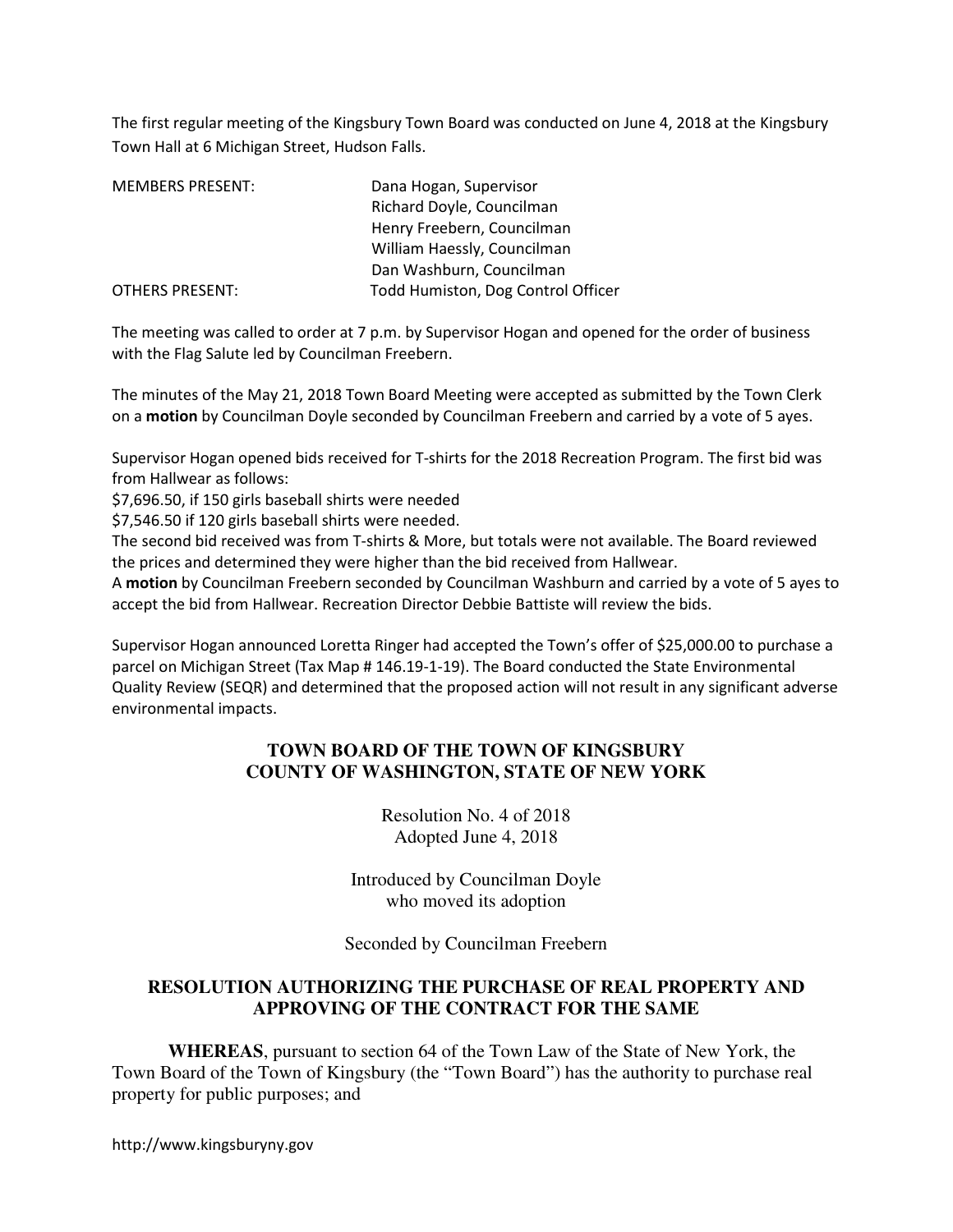The first regular meeting of the Kingsbury Town Board was conducted on June 4, 2018 at the Kingsbury Town Hall at 6 Michigan Street, Hudson Falls.

| | |
|---|---|
| MEMBERS PRESENT: | Dana Hogan, Supervisor |
| | Richard Doyle, Councilman |
| | Henry Freebern, Councilman |
| | William Haessly, Councilman |
| | Dan Washburn, Councilman |
| OTHERS PRESENT: | Todd Humiston, Dog Control Officer |

The meeting was called to order at 7 p.m. by Supervisor Hogan and opened for the order of business with the Flag Salute led by Councilman Freebern.

The minutes of the May 21, 2018 Town Board Meeting were accepted as submitted by the Town Clerk on a **motion** by Councilman Doyle seconded by Councilman Freebern and carried by a vote of 5 ayes.

Supervisor Hogan opened bids received for T-shirts for the 2018 Recreation Program. The first bid was from Hallwear as follows:
$7,696.50, if 150 girls baseball shirts were needed
$7,546.50 if 120 girls baseball shirts were needed.
The second bid received was from T-shirts & More, but totals were not available. The Board reviewed the prices and determined they were higher than the bid received from Hallwear.
A **motion** by Councilman Freebern seconded by Councilman Washburn and carried by a vote of 5 ayes to accept the bid from Hallwear. Recreation Director Debbie Battiste will review the bids.

Supervisor Hogan announced Loretta Ringer had accepted the Town's offer of $25,000.00 to purchase a parcel on Michigan Street (Tax Map # 146.19-1-19). The Board conducted the State Environmental Quality Review (SEQR) and determined that the proposed action will not result in any significant adverse environmental impacts.

## TOWN BOARD OF THE TOWN OF KINGSBURY
## COUNTY OF WASHINGTON, STATE OF NEW YORK

Resolution No. 4 of 2018
Adopted June 4, 2018

Introduced by Councilman Doyle
who moved its adoption

Seconded by Councilman Freebern

### RESOLUTION AUTHORIZING THE PURCHASE OF REAL PROPERTY AND APPROVING OF THE CONTRACT FOR THE SAME

**WHEREAS**, pursuant to section 64 of the Town Law of the State of New York, the Town Board of the Town of Kingsbury (the "Town Board") has the authority to purchase real property for public purposes; and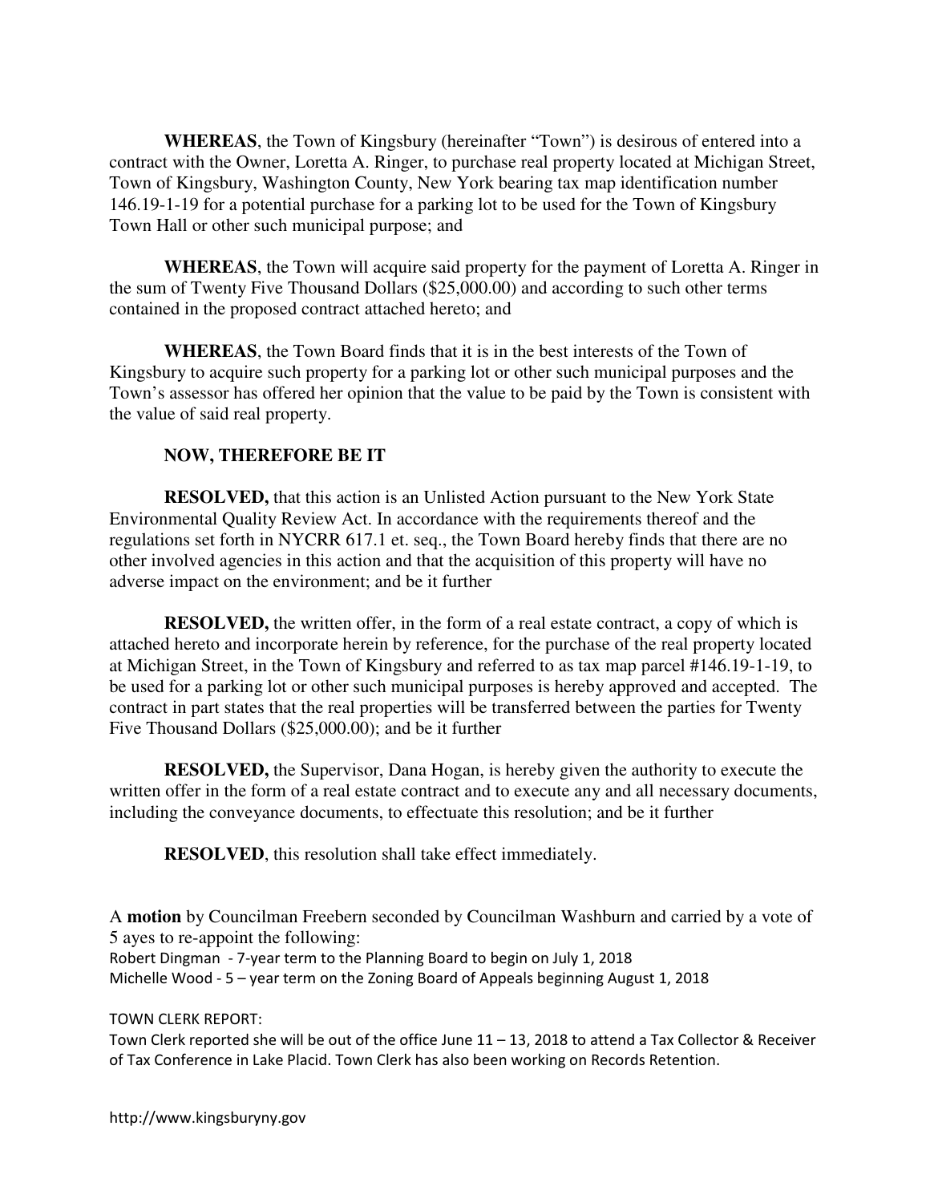**WHEREAS**, the Town of Kingsbury (hereinafter "Town") is desirous of entered into a contract with the Owner, Loretta A. Ringer, to purchase real property located at Michigan Street, Town of Kingsbury, Washington County, New York bearing tax map identification number 146.19-1-19 for a potential purchase for a parking lot to be used for the Town of Kingsbury Town Hall or other such municipal purpose; and

**WHEREAS**, the Town will acquire said property for the payment of Loretta A. Ringer in the sum of Twenty Five Thousand Dollars ($25,000.00) and according to such other terms contained in the proposed contract attached hereto; and

**WHEREAS**, the Town Board finds that it is in the best interests of the Town of Kingsbury to acquire such property for a parking lot or other such municipal purposes and the Town's assessor has offered her opinion that the value to be paid by the Town is consistent with the value of said real property.

**NOW, THEREFORE BE IT**

**RESOLVED,** that this action is an Unlisted Action pursuant to the New York State Environmental Quality Review Act. In accordance with the requirements thereof and the regulations set forth in NYCRR 617.1 et. seq., the Town Board hereby finds that there are no other involved agencies in this action and that the acquisition of this property will have no adverse impact on the environment; and be it further

**RESOLVED,** the written offer, in the form of a real estate contract, a copy of which is attached hereto and incorporate herein by reference, for the purchase of the real property located at Michigan Street, in the Town of Kingsbury and referred to as tax map parcel #146.19-1-19, to be used for a parking lot or other such municipal purposes is hereby approved and accepted. The contract in part states that the real properties will be transferred between the parties for Twenty Five Thousand Dollars ($25,000.00); and be it further

**RESOLVED,** the Supervisor, Dana Hogan, is hereby given the authority to execute the written offer in the form of a real estate contract and to execute any and all necessary documents, including the conveyance documents, to effectuate this resolution; and be it further

**RESOLVED**, this resolution shall take effect immediately.

A **motion** by Councilman Freebern seconded by Councilman Washburn and carried by a vote of 5 ayes to re-appoint the following:
Robert Dingman - 7-year term to the Planning Board to begin on July 1, 2018
Michelle Wood - 5 – year term on the Zoning Board of Appeals beginning August 1, 2018

TOWN CLERK REPORT:
Town Clerk reported she will be out of the office June 11 – 13, 2018 to attend a Tax Collector & Receiver of Tax Conference in Lake Placid. Town Clerk has also been working on Records Retention.

http://www.kingsburyny.gov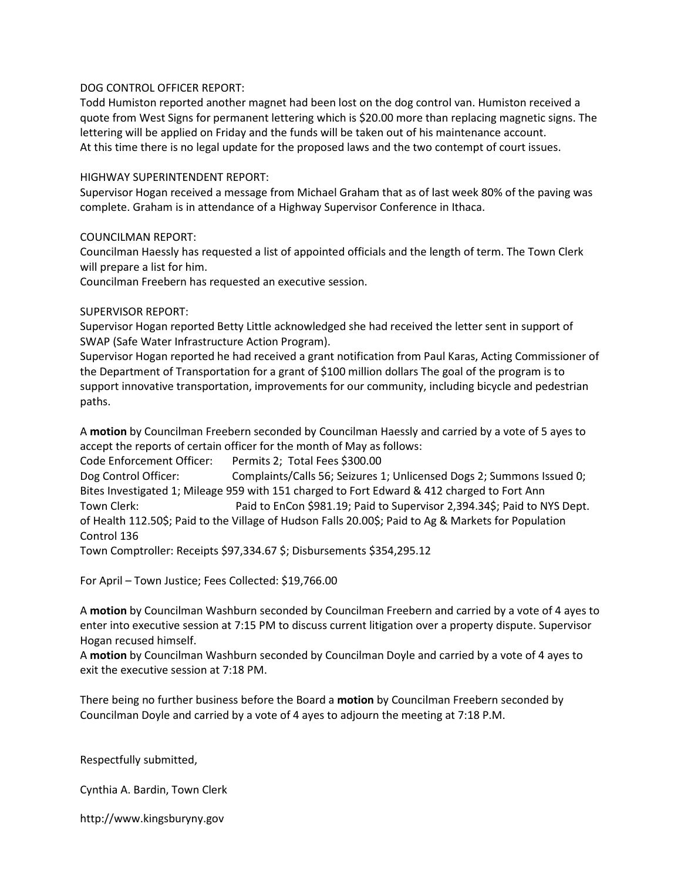DOG CONTROL OFFICER REPORT:
Todd Humiston reported another magnet had been lost on the dog control van. Humiston received a quote from West Signs for permanent lettering which is $20.00 more than replacing magnetic signs. The lettering will be applied on Friday and the funds will be taken out of his maintenance account.
At this time there is no legal update for the proposed laws and the two contempt of court issues.

HIGHWAY SUPERINTENDENT REPORT:
Supervisor Hogan received a message from Michael Graham that as of last week 80% of the paving was complete. Graham is in attendance of a Highway Supervisor Conference in Ithaca.

COUNCILMAN REPORT:
Councilman Haessly has requested a list of appointed officials and the length of term. The Town Clerk will prepare a list for him.
Councilman Freebern has requested an executive session.

SUPERVISOR REPORT:
Supervisor Hogan reported Betty Little acknowledged she had received the letter sent in support of SWAP (Safe Water Infrastructure Action Program).
Supervisor Hogan reported he had received a grant notification from Paul Karas, Acting Commissioner of the Department of Transportation for a grant of $100 million dollars The goal of the program is to support innovative transportation, improvements for our community, including bicycle and pedestrian paths.

A **motion** by Councilman Freebern seconded by Councilman Haessly and carried by a vote of 5 ayes to accept the reports of certain officer for the month of May as follows:
Code Enforcement Officer: Permits 2; Total Fees $300.00
Dog Control Officer: Complaints/Calls 56; Seizures 1; Unlicensed Dogs 2; Summons Issued 0; Bites Investigated 1; Mileage 959 with 151 charged to Fort Edward & 412 charged to Fort Ann
Town Clerk: Paid to EnCon $981.19; Paid to Supervisor 2,394.34$; Paid to NYS Dept. of Health 112.50$; Paid to the Village of Hudson Falls 20.00$; Paid to Ag & Markets for Population Control 136
Town Comptroller: Receipts $97,334.67 $; Disbursements $354,295.12

For April – Town Justice; Fees Collected: $19,766.00

A **motion** by Councilman Washburn seconded by Councilman Freebern and carried by a vote of 4 ayes to enter into executive session at 7:15 PM to discuss current litigation over a property dispute. Supervisor Hogan recused himself.
A **motion** by Councilman Washburn seconded by Councilman Doyle and carried by a vote of 4 ayes to exit the executive session at 7:18 PM.

There being no further business before the Board a **motion** by Councilman Freebern seconded by Councilman Doyle and carried by a vote of 4 ayes to adjourn the meeting at 7:18 P.M.

Respectfully submitted,

Cynthia A. Bardin, Town Clerk

http://www.kingsburyny.gov